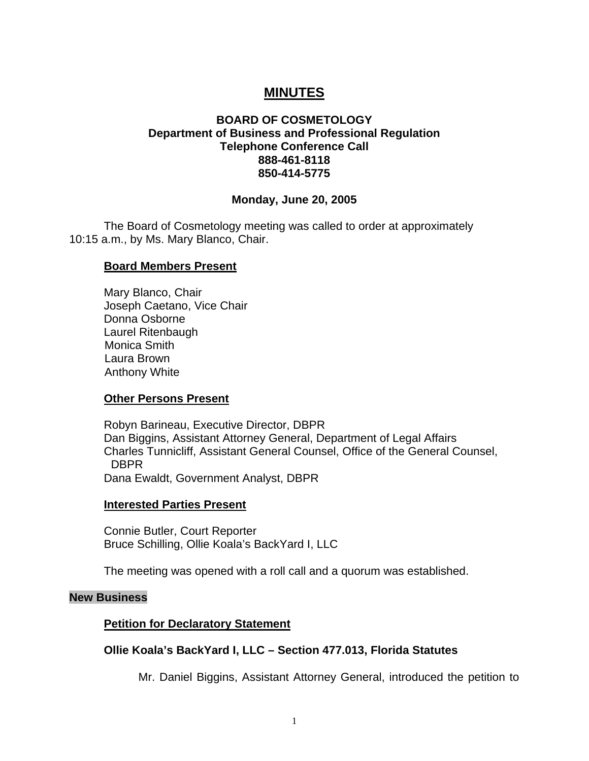# MINUTES

**BOARD OF COSMETOLOGY**
**Department of Business and Professional Regulation**
**Telephone Conference Call**
**888-461-8118**
**850-414-5775**

**Monday, June 20, 2005**

The Board of Cosmetology meeting was called to order at approximately 10:15 a.m., by Ms. Mary Blanco, Chair.

**Board Members Present**

Mary Blanco, Chair
Joseph Caetano, Vice Chair
Donna Osborne
Laurel Ritenbaugh
Monica Smith
Laura Brown
Anthony White

**Other Persons Present**

Robyn Barineau, Executive Director, DBPR
Dan Biggins, Assistant Attorney General, Department of Legal Affairs
Charles Tunnicliff, Assistant General Counsel, Office of the General Counsel, DBPR
Dana Ewaldt, Government Analyst, DBPR

**Interested Parties Present**

Connie Butler, Court Reporter
Bruce Schilling, Ollie Koala's BackYard I, LLC

The meeting was opened with a roll call and a quorum was established.

**New Business**

**Petition for Declaratory Statement**

**Ollie Koala's BackYard I, LLC – Section 477.013, Florida Statutes**

Mr. Daniel Biggins, Assistant Attorney General, introduced the petition to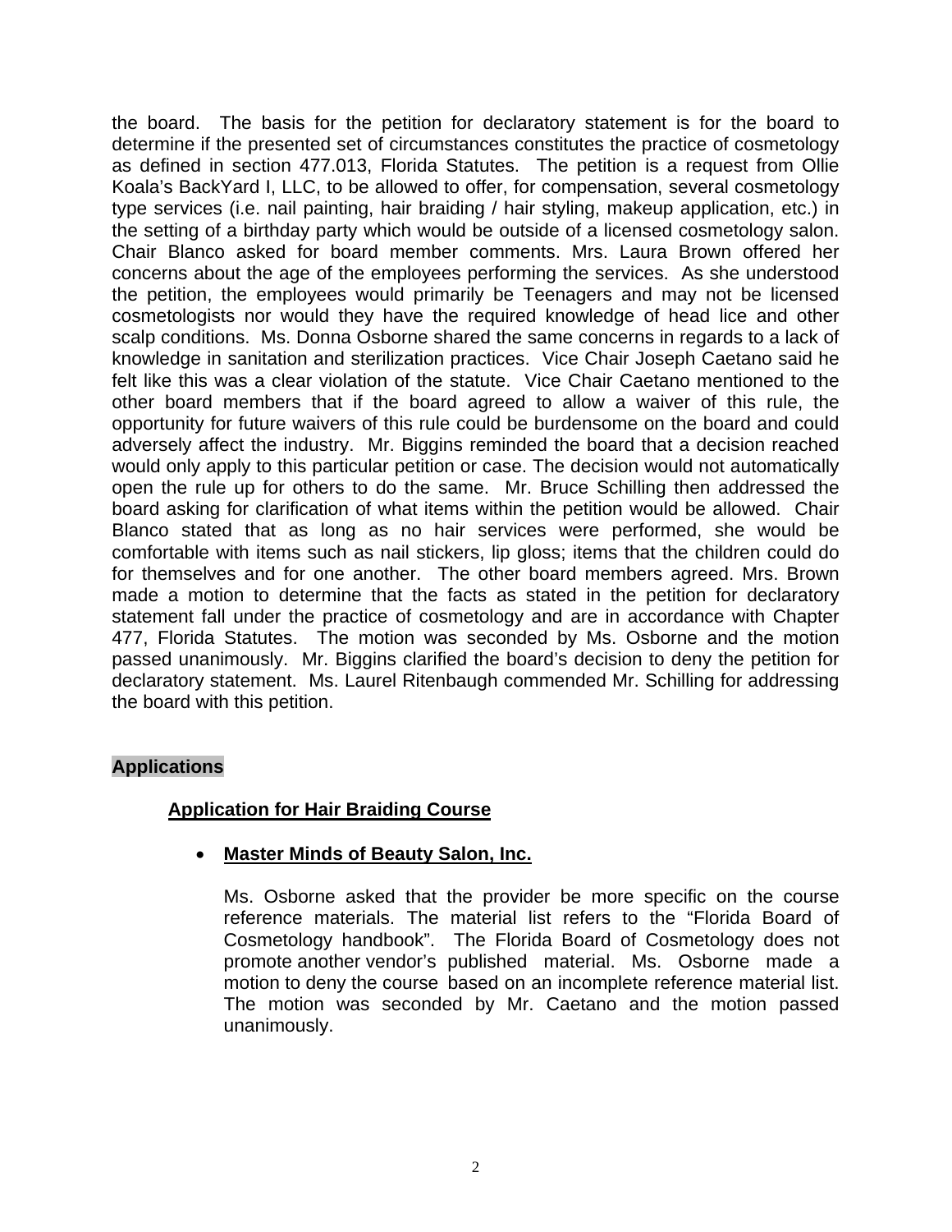the board. The basis for the petition for declaratory statement is for the board to determine if the presented set of circumstances constitutes the practice of cosmetology as defined in section 477.013, Florida Statutes. The petition is a request from Ollie Koala's BackYard I, LLC, to be allowed to offer, for compensation, several cosmetology type services (i.e. nail painting, hair braiding / hair styling, makeup application, etc.) in the setting of a birthday party which would be outside of a licensed cosmetology salon. Chair Blanco asked for board member comments. Mrs. Laura Brown offered her concerns about the age of the employees performing the services. As she understood the petition, the employees would primarily be Teenagers and may not be licensed cosmetologists nor would they have the required knowledge of head lice and other scalp conditions. Ms. Donna Osborne shared the same concerns in regards to a lack of knowledge in sanitation and sterilization practices. Vice Chair Joseph Caetano said he felt like this was a clear violation of the statute. Vice Chair Caetano mentioned to the other board members that if the board agreed to allow a waiver of this rule, the opportunity for future waivers of this rule could be burdensome on the board and could adversely affect the industry. Mr. Biggins reminded the board that a decision reached would only apply to this particular petition or case. The decision would not automatically open the rule up for others to do the same. Mr. Bruce Schilling then addressed the board asking for clarification of what items within the petition would be allowed. Chair Blanco stated that as long as no hair services were performed, she would be comfortable with items such as nail stickers, lip gloss; items that the children could do for themselves and for one another. The other board members agreed. Mrs. Brown made a motion to determine that the facts as stated in the petition for declaratory statement fall under the practice of cosmetology and are in accordance with Chapter 477, Florida Statutes. The motion was seconded by Ms. Osborne and the motion passed unanimously. Mr. Biggins clarified the board's decision to deny the petition for declaratory statement. Ms. Laurel Ritenbaugh commended Mr. Schilling for addressing the board with this petition.

## Applications

### Application for Hair Braiding Course

- **Master Minds of Beauty Salon, Inc.**

  Ms. Osborne asked that the provider be more specific on the course reference materials. The material list refers to the "Florida Board of Cosmetology handbook". The Florida Board of Cosmetology does not promote another vendor's published material. Ms. Osborne made a motion to deny the course based on an incomplete reference material list. The motion was seconded by Mr. Caetano and the motion passed unanimously.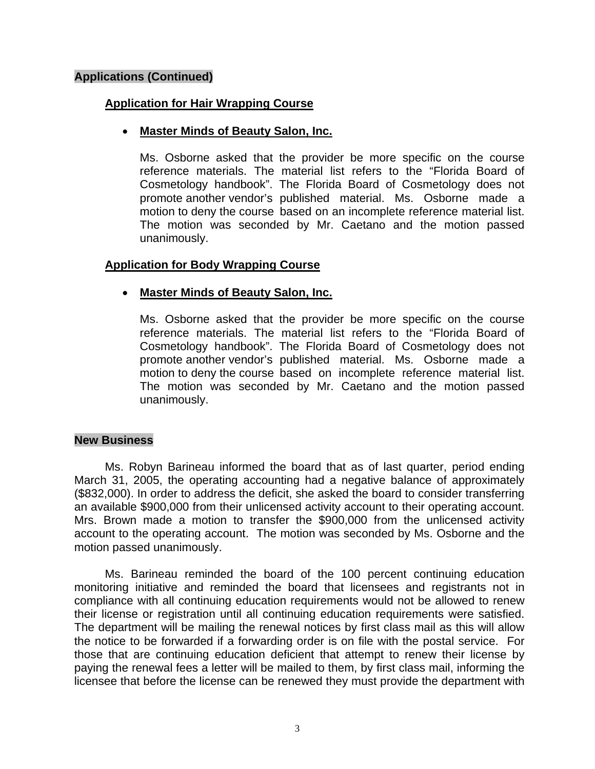## Applications (Continued)

### Application for Hair Wrapping Course

- **Master Minds of Beauty Salon, Inc.**

  Ms. Osborne asked that the provider be more specific on the course reference materials. The material list refers to the "Florida Board of Cosmetology handbook". The Florida Board of Cosmetology does not promote another vendor's published material. Ms. Osborne made a motion to deny the course based on an incomplete reference material list. The motion was seconded by Mr. Caetano and the motion passed unanimously.

### Application for Body Wrapping Course

- **Master Minds of Beauty Salon, Inc.**

  Ms. Osborne asked that the provider be more specific on the course reference materials. The material list refers to the "Florida Board of Cosmetology handbook". The Florida Board of Cosmetology does not promote another vendor's published material. Ms. Osborne made a motion to deny the course based on incomplete reference material list. The motion was seconded by Mr. Caetano and the motion passed unanimously.

## New Business

Ms. Robyn Barineau informed the board that as of last quarter, period ending March 31, 2005, the operating accounting had a negative balance of approximately ($832,000). In order to address the deficit, she asked the board to consider transferring an available $900,000 from their unlicensed activity account to their operating account. Mrs. Brown made a motion to transfer the $900,000 from the unlicensed activity account to the operating account. The motion was seconded by Ms. Osborne and the motion passed unanimously.

Ms. Barineau reminded the board of the 100 percent continuing education monitoring initiative and reminded the board that licensees and registrants not in compliance with all continuing education requirements would not be allowed to renew their license or registration until all continuing education requirements were satisfied. The department will be mailing the renewal notices by first class mail as this will allow the notice to be forwarded if a forwarding order is on file with the postal service. For those that are continuing education deficient that attempt to renew their license by paying the renewal fees a letter will be mailed to them, by first class mail, informing the licensee that before the license can be renewed they must provide the department with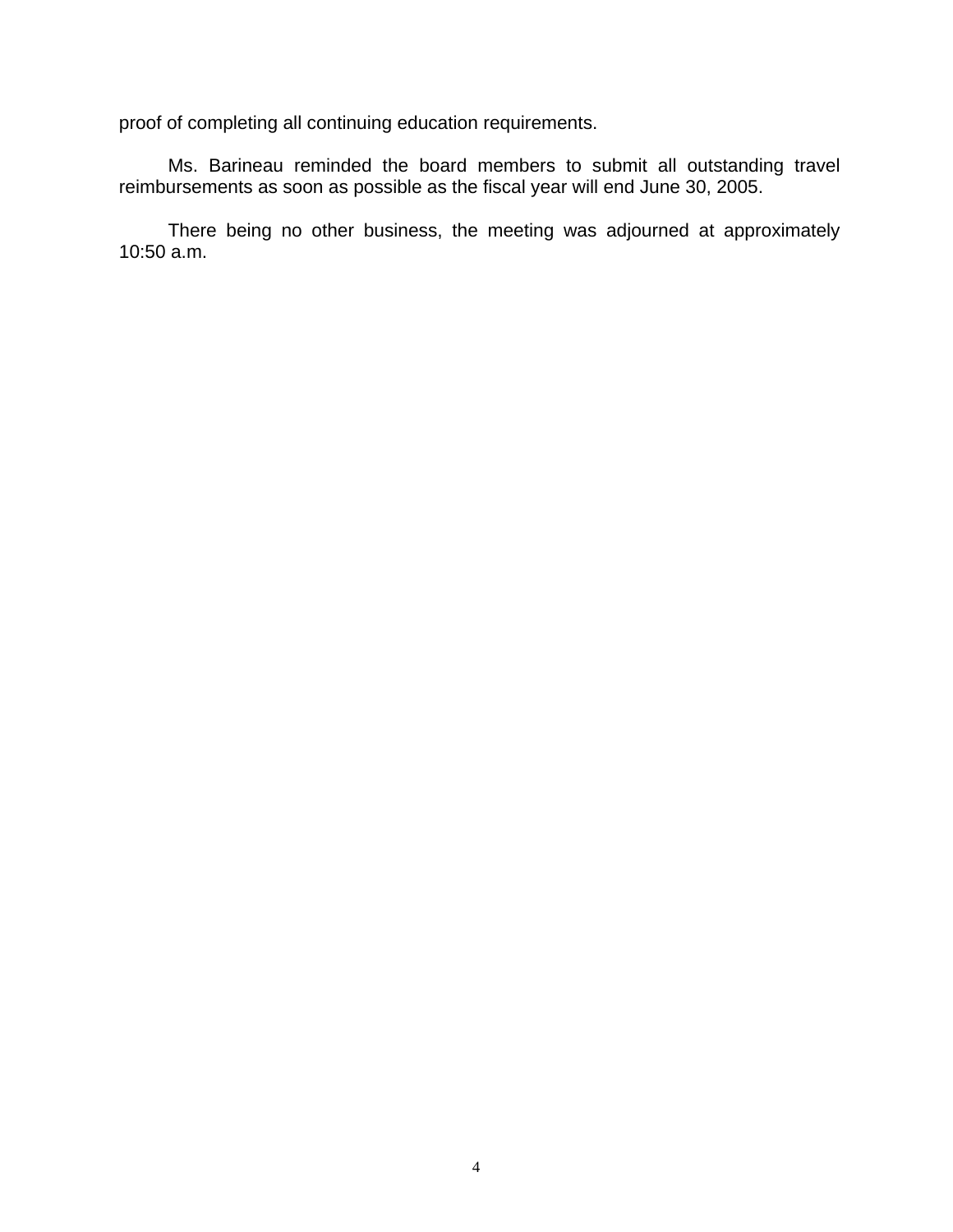proof of completing all continuing education requirements.

Ms. Barineau reminded the board members to submit all outstanding travel reimbursements as soon as possible as the fiscal year will end June 30, 2005.

There being no other business, the meeting was adjourned at approximately 10:50 a.m.